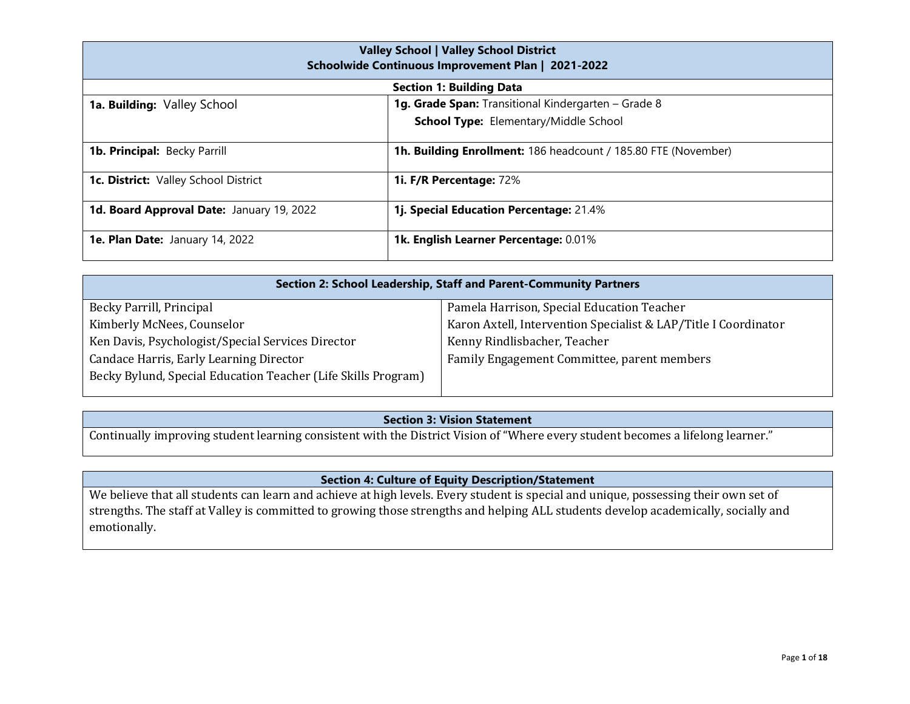# Valley School | Valley School District
## Schoolwide Continuous Improvement Plan | 2021-2022

### Section 1: Building Data

| | |
|---|---|
| **1a. Building:** Valley School | **1g. Grade Span:** Transitional Kindergarten – Grade 8<br>**School Type:** Elementary/Middle School |
| **1b. Principal:** Becky Parrill | **1h. Building Enrollment:** 186 headcount / 185.80 FTE (November) |
| **1c. District:** Valley School District | **1i. F/R Percentage:** 72% |
| **1d. Board Approval Date:** January 19, 2022 | **1j. Special Education Percentage:** 21.4% |
| **1e. Plan Date:** January 14, 2022 | **1k. English Learner Percentage:** 0.01% |

### Section 2: School Leadership, Staff and Parent-Community Partners

| | |
|---|---|
| Becky Parrill, Principal | Pamela Harrison, Special Education Teacher |
| Kimberly McNees, Counselor | Karon Axtell, Intervention Specialist & LAP/Title I Coordinator |
| Ken Davis, Psychologist/Special Services Director | Kenny Rindlisbacher, Teacher |
| Candace Harris, Early Learning Director | Family Engagement Committee, parent members |
| Becky Bylund, Special Education Teacher (Life Skills Program) | |

### Section 3: Vision Statement

Continually improving student learning consistent with the District Vision of "Where every student becomes a lifelong learner."

### Section 4: Culture of Equity Description/Statement

We believe that all students can learn and achieve at high levels. Every student is special and unique, possessing their own set of strengths. The staff at Valley is committed to growing those strengths and helping ALL students develop academically, socially and emotionally.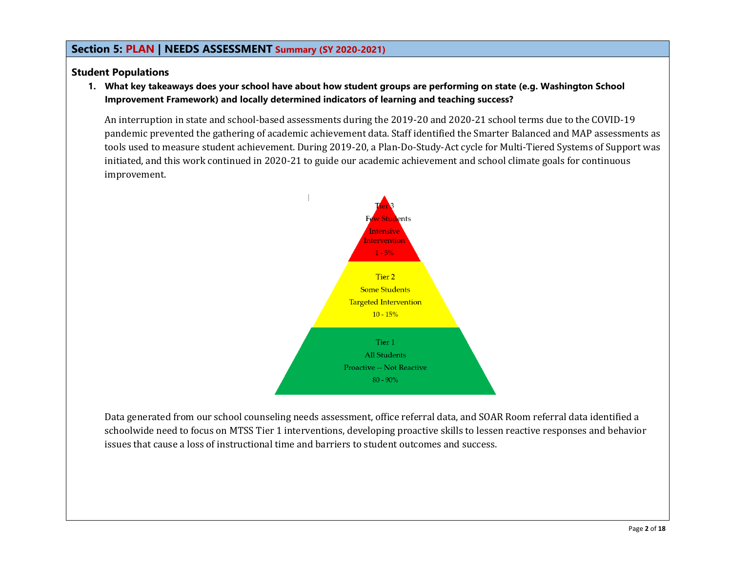## Section 5: PLAN | NEEDS ASSESSMENT Summary (SY 2020-2021)

### Student Populations

**1. What key takeaways does your school have about how student groups are performing on state (e.g. Washington School Improvement Framework) and locally determined indicators of learning and teaching success?**

An interruption in state and school-based assessments during the 2019-20 and 2020-21 school terms due to the COVID-19 pandemic prevented the gathering of academic achievement data. Staff identified the Smarter Balanced and MAP assessments as tools used to measure student achievement. During 2019-20, a Plan-Do-Study-Act cycle for Multi-Tiered Systems of Support was initiated, and this work continued in 2020-21 to guide our academic achievement and school climate goals for continuous improvement.

Tier 3
Few Students
Intensive Intervention
1 - 5%

Tier 2
Some Students
Targeted Intervention
10 - 15%

Tier 1
All Students
Proactive -- Not Reactive
80 - 90%

Data generated from our school counseling needs assessment, office referral data, and SOAR Room referral data identified a schoolwide need to focus on MTSS Tier 1 interventions, developing proactive skills to lessen reactive responses and behavior issues that cause a loss of instructional time and barriers to student outcomes and success.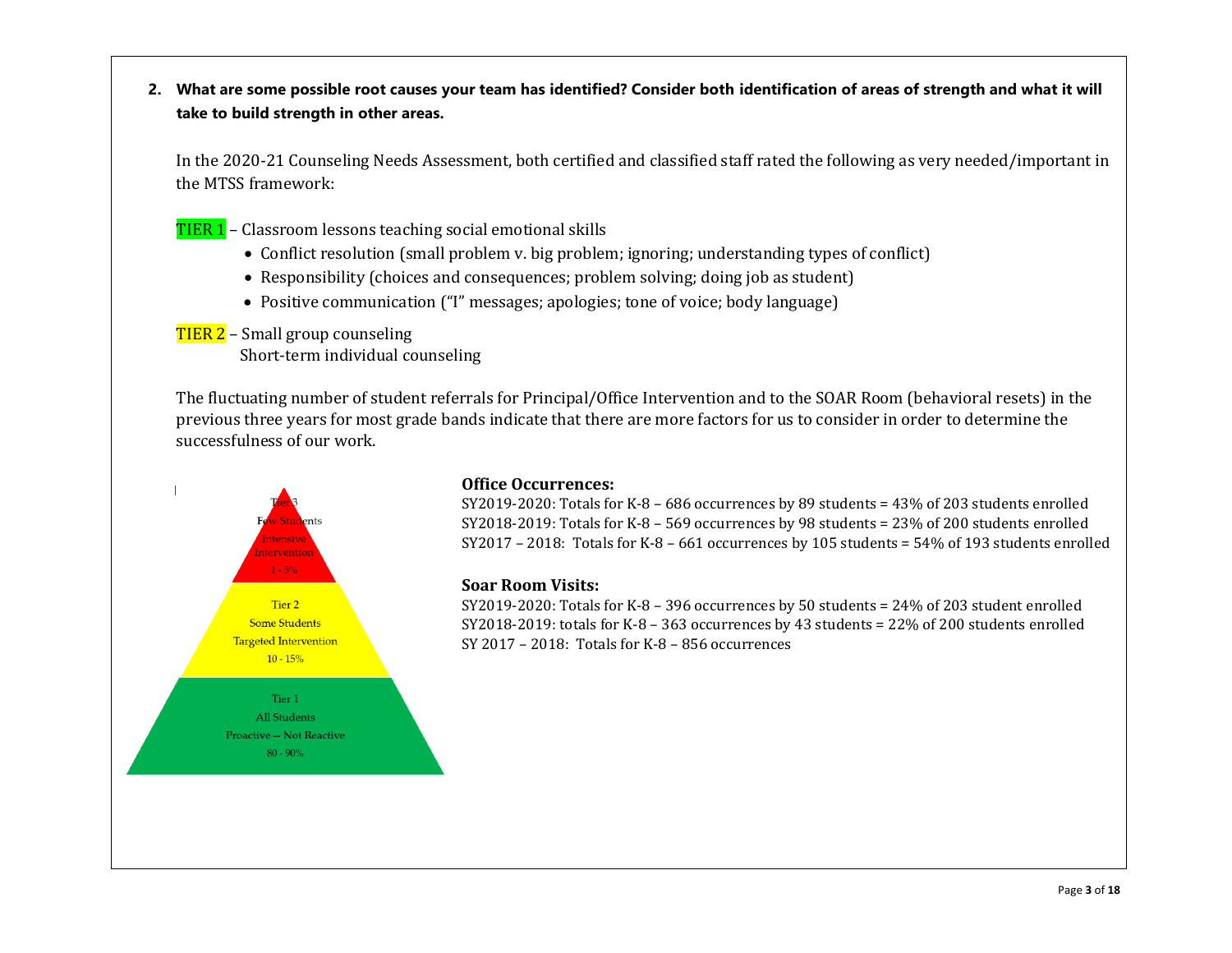**2. What are some possible root causes your team has identified? Consider both identification of areas of strength and what it will take to build strength in other areas.**

In the 2020-21 Counseling Needs Assessment, both certified and classified staff rated the following as very needed/important in the MTSS framework:

TIER 1 – Classroom lessons teaching social emotional skills

- Conflict resolution (small problem v. big problem; ignoring; understanding types of conflict)
- Responsibility (choices and consequences; problem solving; doing job as student)
- Positive communication ("I" messages; apologies; tone of voice; body language)

TIER 2 – Small group counseling
Short-term individual counseling

The fluctuating number of student referrals for Principal/Office Intervention and to the SOAR Room (behavioral resets) in the previous three years for most grade bands indicate that there are more factors for us to consider in order to determine the successfulness of our work.

Tier 3
Few Students
Intensive Intervention
1 - 5%

Tier 2
Some Students
Targeted Intervention
10 - 15%

Tier 1
All Students
Proactive -- Not Reactive
80 - 90%

**Office Occurrences:**

SY2019-2020: Totals for K-8 – 686 occurrences by 89 students = 43% of 203 students enrolled
SY2018-2019: Totals for K-8 – 569 occurrences by 98 students = 23% of 200 students enrolled
SY2017 – 2018: Totals for K-8 – 661 occurrences by 105 students = 54% of 193 students enrolled

**Soar Room Visits:**

SY2019-2020: Totals for K-8 – 396 occurrences by 50 students = 24% of 203 student enrolled
SY2018-2019: totals for K-8 – 363 occurrences by 43 students = 22% of 200 students enrolled
SY 2017 – 2018: Totals for K-8 – 856 occurrences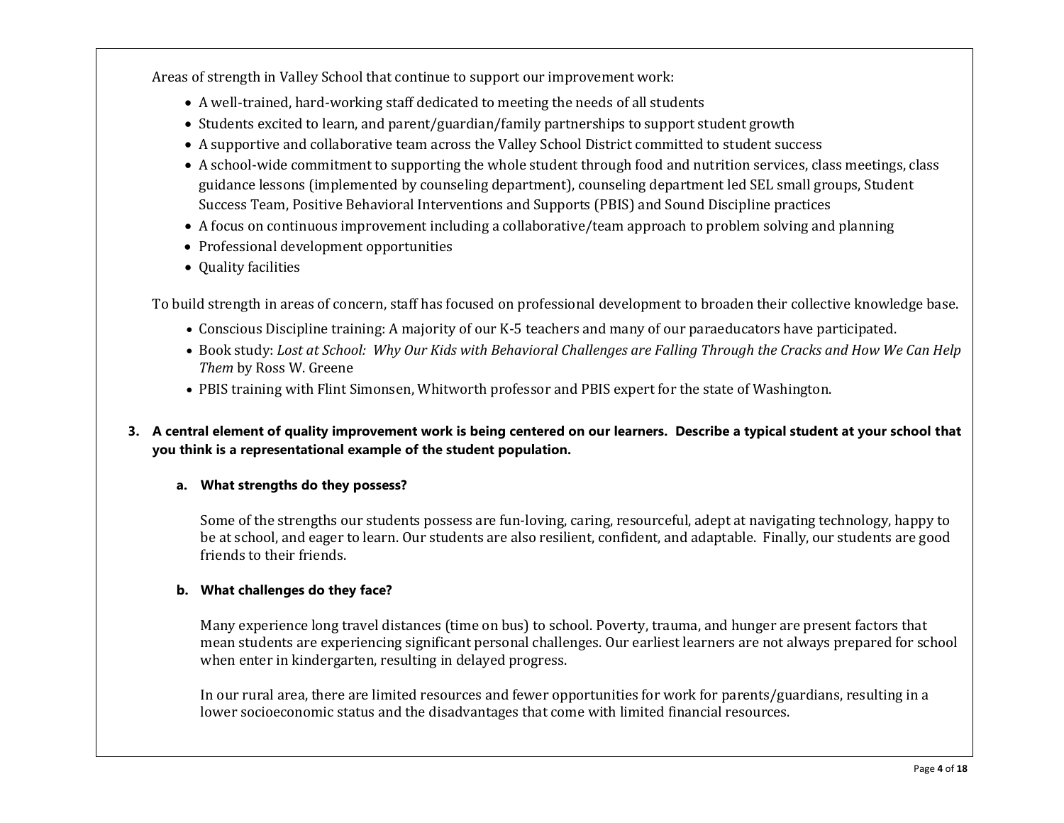Areas of strength in Valley School that continue to support our improvement work:

- A well-trained, hard-working staff dedicated to meeting the needs of all students
- Students excited to learn, and parent/guardian/family partnerships to support student growth
- A supportive and collaborative team across the Valley School District committed to student success
- A school-wide commitment to supporting the whole student through food and nutrition services, class meetings, class guidance lessons (implemented by counseling department), counseling department led SEL small groups, Student Success Team, Positive Behavioral Interventions and Supports (PBIS) and Sound Discipline practices
- A focus on continuous improvement including a collaborative/team approach to problem solving and planning
- Professional development opportunities
- Quality facilities

To build strength in areas of concern, staff has focused on professional development to broaden their collective knowledge base.

- Conscious Discipline training: A majority of our K-5 teachers and many of our paraeducators have participated.
- Book study: *Lost at School: Why Our Kids with Behavioral Challenges are Falling Through the Cracks and How We Can Help Them* by Ross W. Greene
- PBIS training with Flint Simonsen, Whitworth professor and PBIS expert for the state of Washington.

**3. A central element of quality improvement work is being centered on our learners. Describe a typical student at your school that you think is a representational example of the student population.**

**a. What strengths do they possess?**

Some of the strengths our students possess are fun-loving, caring, resourceful, adept at navigating technology, happy to be at school, and eager to learn. Our students are also resilient, confident, and adaptable. Finally, our students are good friends to their friends.

**b. What challenges do they face?**

Many experience long travel distances (time on bus) to school. Poverty, trauma, and hunger are present factors that mean students are experiencing significant personal challenges. Our earliest learners are not always prepared for school when enter in kindergarten, resulting in delayed progress.

In our rural area, there are limited resources and fewer opportunities for work for parents/guardians, resulting in a lower socioeconomic status and the disadvantages that come with limited financial resources.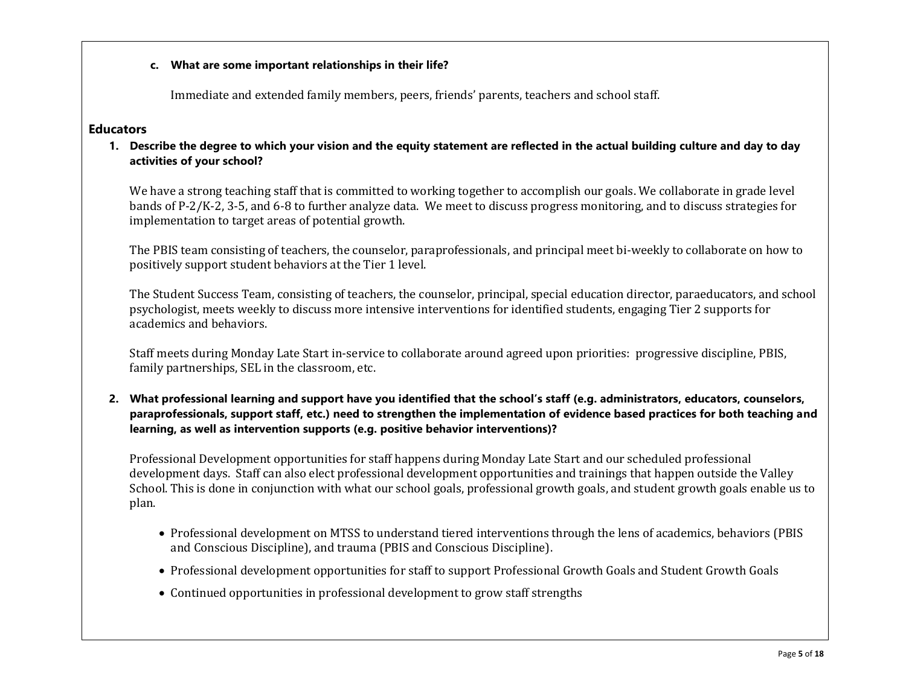**c. What are some important relationships in their life?**

Immediate and extended family members, peers, friends' parents, teachers and school staff.

## Educators

**1. Describe the degree to which your vision and the equity statement are reflected in the actual building culture and day to day activities of your school?**

We have a strong teaching staff that is committed to working together to accomplish our goals. We collaborate in grade level bands of P-2/K-2, 3-5, and 6-8 to further analyze data. We meet to discuss progress monitoring, and to discuss strategies for implementation to target areas of potential growth.

The PBIS team consisting of teachers, the counselor, paraprofessionals, and principal meet bi-weekly to collaborate on how to positively support student behaviors at the Tier 1 level.

The Student Success Team, consisting of teachers, the counselor, principal, special education director, paraeducators, and school psychologist, meets weekly to discuss more intensive interventions for identified students, engaging Tier 2 supports for academics and behaviors.

Staff meets during Monday Late Start in-service to collaborate around agreed upon priorities: progressive discipline, PBIS, family partnerships, SEL in the classroom, etc.

**2. What professional learning and support have you identified that the school's staff (e.g. administrators, educators, counselors, paraprofessionals, support staff, etc.) need to strengthen the implementation of evidence based practices for both teaching and learning, as well as intervention supports (e.g. positive behavior interventions)?**

Professional Development opportunities for staff happens during Monday Late Start and our scheduled professional development days. Staff can also elect professional development opportunities and trainings that happen outside the Valley School. This is done in conjunction with what our school goals, professional growth goals, and student growth goals enable us to plan.

- Professional development on MTSS to understand tiered interventions through the lens of academics, behaviors (PBIS and Conscious Discipline), and trauma (PBIS and Conscious Discipline).
- Professional development opportunities for staff to support Professional Growth Goals and Student Growth Goals
- Continued opportunities in professional development to grow staff strengths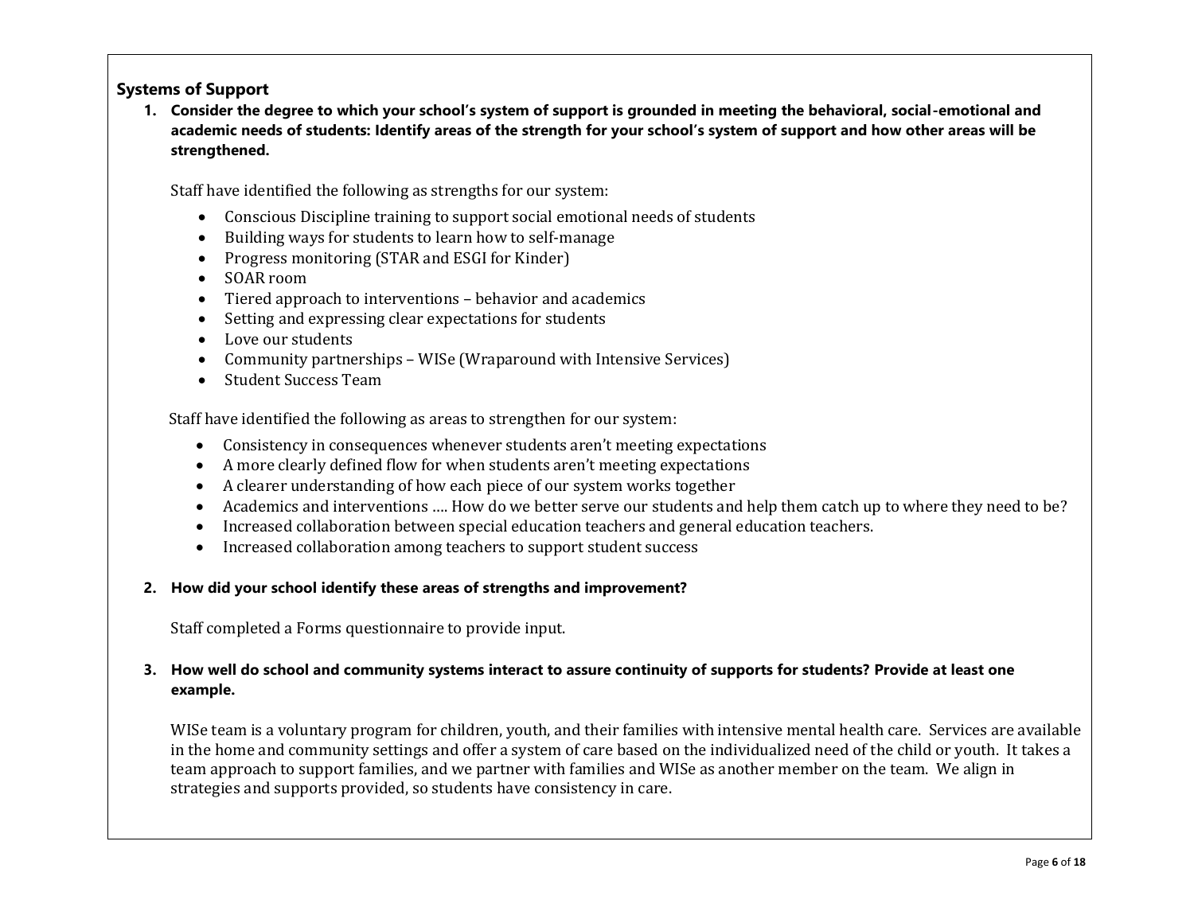## Systems of Support

1. **Consider the degree to which your school's system of support is grounded in meeting the behavioral, social-emotional and academic needs of students: Identify areas of the strength for your school's system of support and how other areas will be strengthened.**

   Staff have identified the following as strengths for our system:

   - Conscious Discipline training to support social emotional needs of students
   - Building ways for students to learn how to self-manage
   - Progress monitoring (STAR and ESGI for Kinder)
   - SOAR room
   - Tiered approach to interventions – behavior and academics
   - Setting and expressing clear expectations for students
   - Love our students
   - Community partnerships – WISe (Wraparound with Intensive Services)
   - Student Success Team

   Staff have identified the following as areas to strengthen for our system:

   - Consistency in consequences whenever students aren't meeting expectations
   - A more clearly defined flow for when students aren't meeting expectations
   - A clearer understanding of how each piece of our system works together
   - Academics and interventions …. How do we better serve our students and help them catch up to where they need to be?
   - Increased collaboration between special education teachers and general education teachers.
   - Increased collaboration among teachers to support student success

2. **How did your school identify these areas of strengths and improvement?**

   Staff completed a Forms questionnaire to provide input.

3. **How well do school and community systems interact to assure continuity of supports for students? Provide at least one example.**

   WISe team is a voluntary program for children, youth, and their families with intensive mental health care. Services are available in the home and community settings and offer a system of care based on the individualized need of the child or youth. It takes a team approach to support families, and we partner with families and WISe as another member on the team. We align in strategies and supports provided, so students have consistency in care.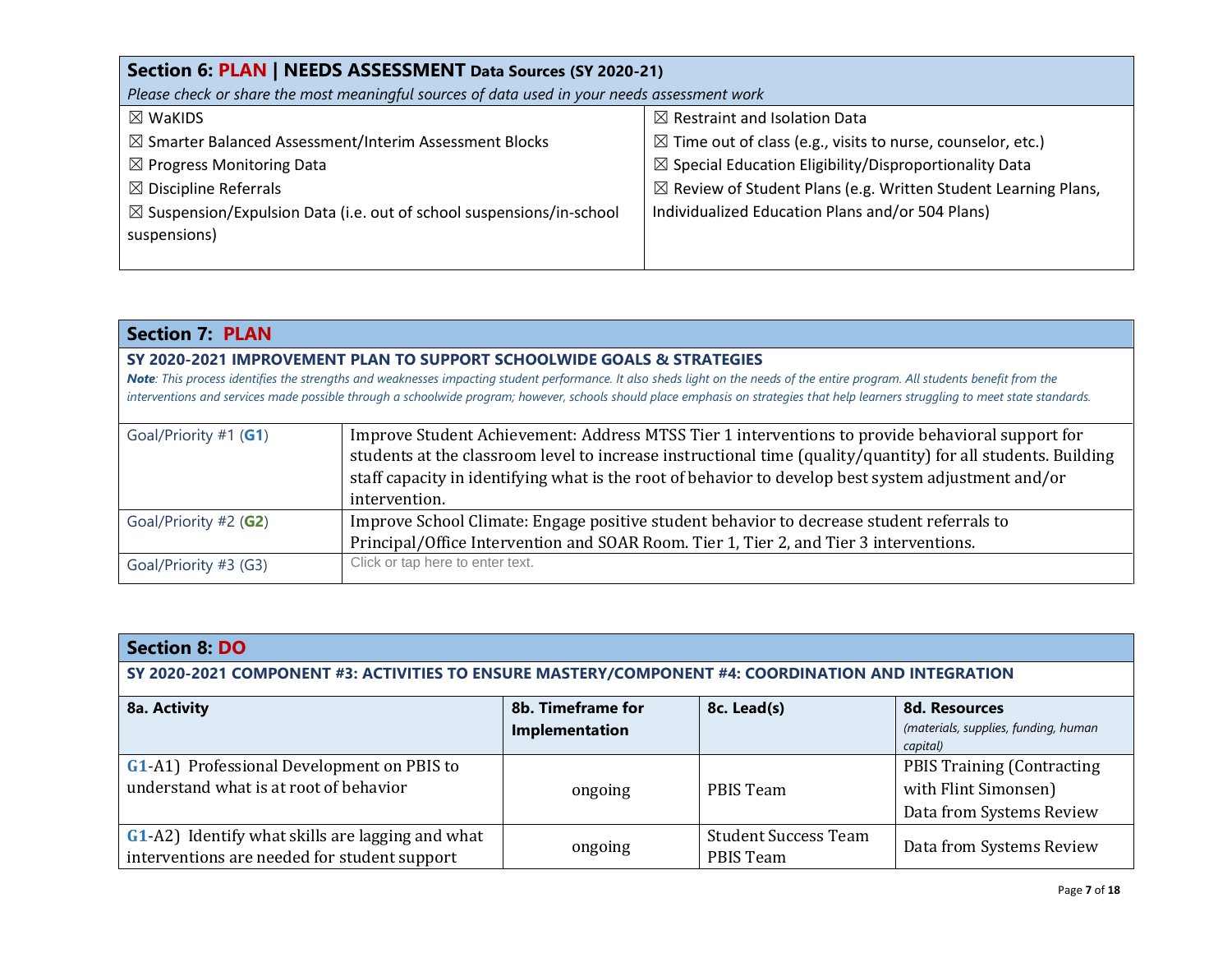## Section 6: PLAN | NEEDS ASSESSMENT Data Sources (SY 2020-21)

*Please check or share the most meaningful sources of data used in your needs assessment work*

| | |
|---|---|
| ☒ WaKIDS | ☒ Restraint and Isolation Data |
| ☒ Smarter Balanced Assessment/Interim Assessment Blocks | ☒ Time out of class (e.g., visits to nurse, counselor, etc.) |
| ☒ Progress Monitoring Data | ☒ Special Education Eligibility/Disproportionality Data |
| ☒ Discipline Referrals | ☒ Review of Student Plans (e.g. Written Student Learning Plans, Individualized Education Plans and/or 504 Plans) |
| ☒ Suspension/Expulsion Data (i.e. out of school suspensions/in-school suspensions) | |

## Section 7: PLAN

**SY 2020-2021 IMPROVEMENT PLAN TO SUPPORT SCHOOLWIDE GOALS & STRATEGIES**

***Note**: This process identifies the strengths and weaknesses impacting student performance. It also sheds light on the needs of the entire program. All students benefit from the interventions and services made possible through a schoolwide program; however, schools should place emphasis on strategies that help learners struggling to meet state standards.*

| | |
|---|---|
| Goal/Priority #1 (**G1**) | Improve Student Achievement: Address MTSS Tier 1 interventions to provide behavioral support for students at the classroom level to increase instructional time (quality/quantity) for all students. Building staff capacity in identifying what is the root of behavior to develop best system adjustment and/or intervention. |
| Goal/Priority #2 (**G2**) | Improve School Climate: Engage positive student behavior to decrease student referrals to Principal/Office Intervention and SOAR Room. Tier 1, Tier 2, and Tier 3 interventions. |
| Goal/Priority #3 (G3) | Click or tap here to enter text. |

## Section 8: DO

**SY 2020-2021 COMPONENT #3: ACTIVITIES TO ENSURE MASTERY/COMPONENT #4: COORDINATION AND INTEGRATION**

| 8a. Activity | 8b. Timeframe for Implementation | 8c. Lead(s) | 8d. Resources *(materials, supplies, funding, human capital)* |
|---|---|---|---|
| **G1**-A1) Professional Development on PBIS to understand what is at root of behavior | ongoing | PBIS Team | PBIS Training (Contracting with Flint Simonsen)<br>Data from Systems Review |
| **G1**-A2) Identify what skills are lagging and what interventions are needed for student support | ongoing | Student Success Team<br>PBIS Team | Data from Systems Review |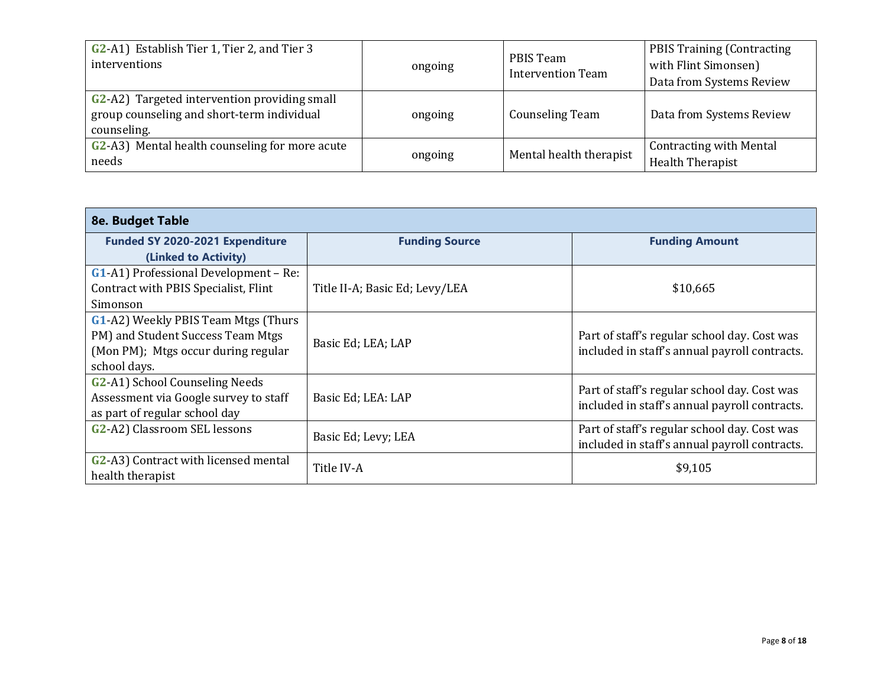| | | | |
|---|---|---|---|
| G2-A1) Establish Tier 1, Tier 2, and Tier 3 interventions | ongoing | PBIS Team<br>Intervention Team | PBIS Training (Contracting with Flint Simonsen)<br>Data from Systems Review |
| G2-A2) Targeted intervention providing small group counseling and short-term individual counseling. | ongoing | Counseling Team | Data from Systems Review |
| G2-A3) Mental health counseling for more acute needs | ongoing | Mental health therapist | Contracting with Mental Health Therapist |

**8e. Budget Table**

| Funded SY 2020-2021 Expenditure (Linked to Activity) | Funding Source | Funding Amount |
|---|---|---|
| G1-A1) Professional Development – Re: Contract with PBIS Specialist, Flint Simonson | Title II-A; Basic Ed; Levy/LEA | $10,665 |
| G1-A2) Weekly PBIS Team Mtgs (Thurs PM) and Student Success Team Mtgs (Mon PM); Mtgs occur during regular school days. | Basic Ed; LEA; LAP | Part of staff's regular school day. Cost was included in staff's annual payroll contracts. |
| G2-A1) School Counseling Needs Assessment via Google survey to staff as part of regular school day | Basic Ed; LEA: LAP | Part of staff's regular school day. Cost was included in staff's annual payroll contracts. |
| G2-A2) Classroom SEL lessons | Basic Ed; Levy; LEA | Part of staff's regular school day. Cost was included in staff's annual payroll contracts. |
| G2-A3) Contract with licensed mental health therapist | Title IV-A | $9,105 |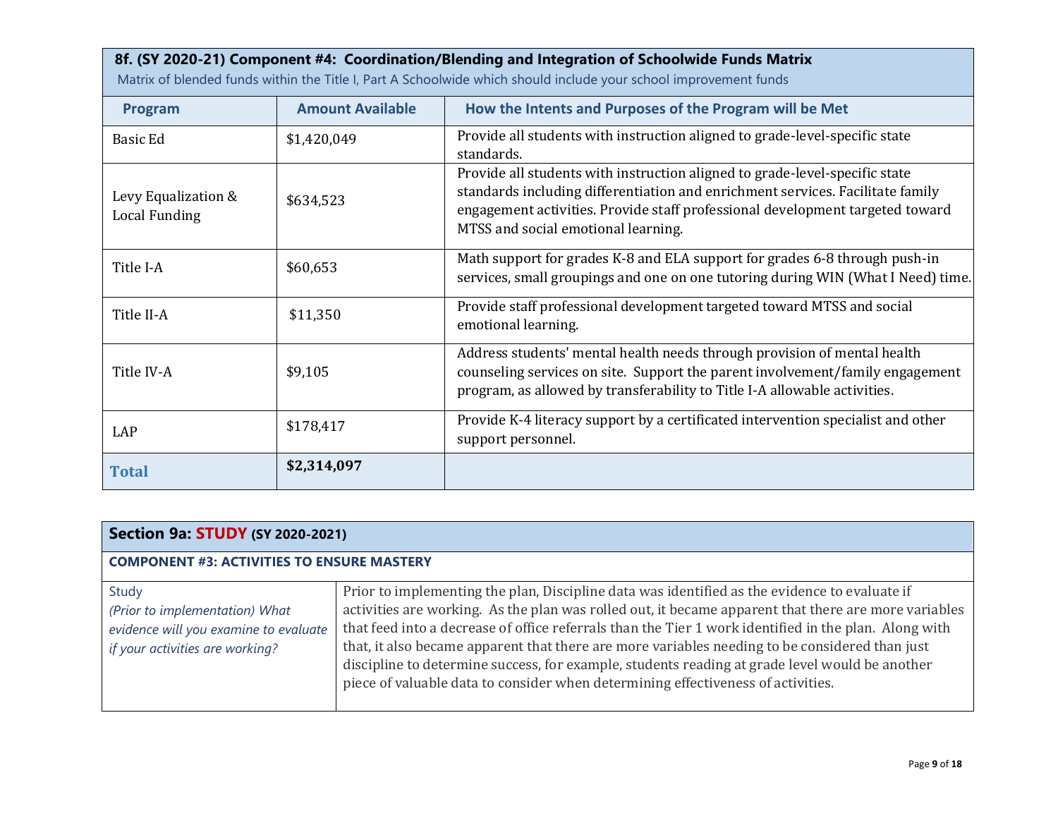## 8f. (SY 2020-21) Component #4: Coordination/Blending and Integration of Schoolwide Funds Matrix

Matrix of blended funds within the Title I, Part A Schoolwide which should include your school improvement funds

| Program | Amount Available | How the Intents and Purposes of the Program will be Met |
|---|---|---|
| Basic Ed | $1,420,049 | Provide all students with instruction aligned to grade-level-specific state standards. |
| Levy Equalization & Local Funding | $634,523 | Provide all students with instruction aligned to grade-level-specific state standards including differentiation and enrichment services. Facilitate family engagement activities. Provide staff professional development targeted toward MTSS and social emotional learning. |
| Title I-A | $60,653 | Math support for grades K-8 and ELA support for grades 6-8 through push-in services, small groupings and one on one tutoring during WIN (What I Need) time. |
| Title II-A | $11,350 | Provide staff professional development targeted toward MTSS and social emotional learning. |
| Title IV-A | $9,105 | Address students' mental health needs through provision of mental health counseling services on site. Support the parent involvement/family engagement program, as allowed by transferability to Title I-A allowable activities. |
| LAP | $178,417 | Provide K-4 literacy support by a certificated intervention specialist and other support personnel. |
| **Total** | **$2,314,097** | |

## Section 9a: STUDY (SY 2020-2021)

**COMPONENT #3: ACTIVITIES TO ENSURE MASTERY**

| Study *(Prior to implementation) What evidence will you examine to evaluate if your activities are working?* | Prior to implementing the plan, Discipline data was identified as the evidence to evaluate if activities are working. As the plan was rolled out, it became apparent that there are more variables that feed into a decrease of office referrals than the Tier 1 work identified in the plan. Along with that, it also became apparent that there are more variables needing to be considered than just discipline to determine success, for example, students reading at grade level would be another piece of valuable data to consider when determining effectiveness of activities. |
|---|---|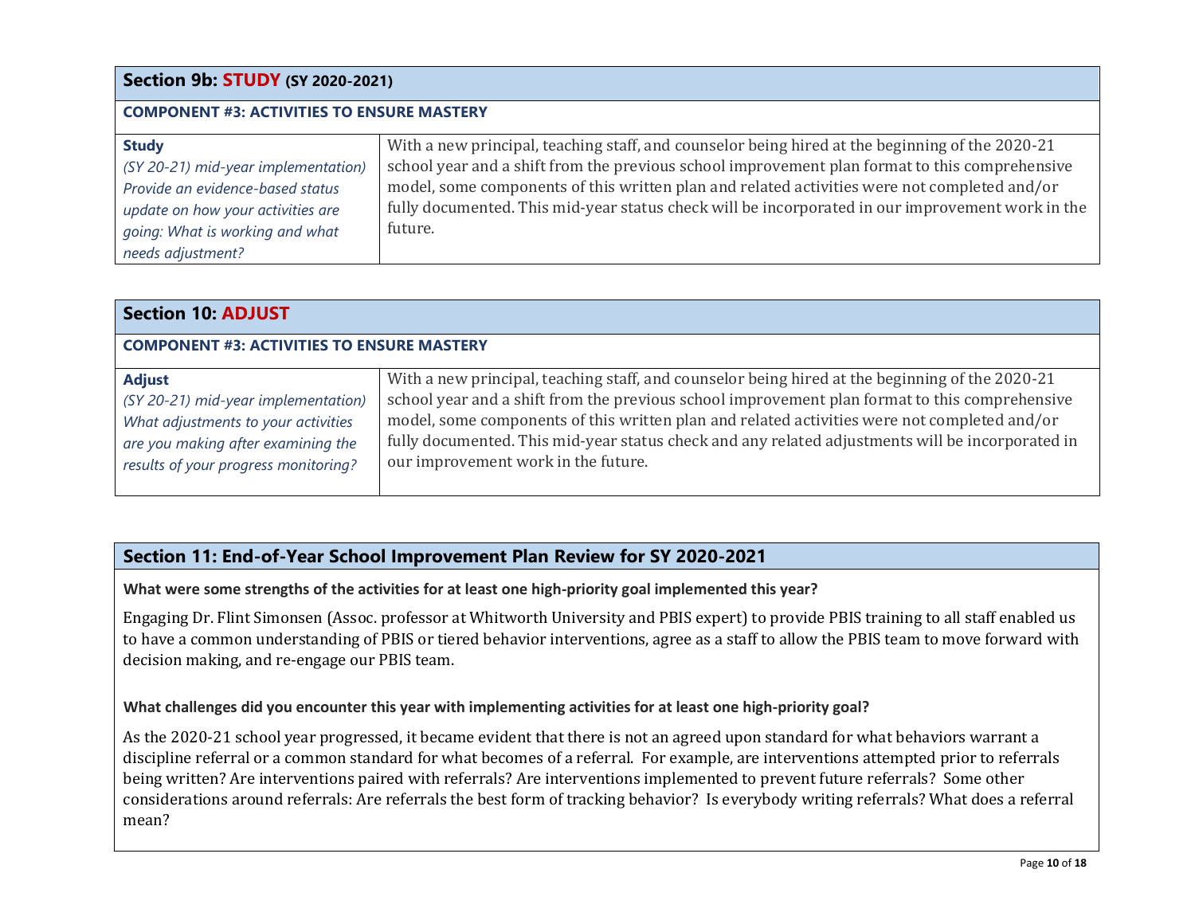## Section 9b: STUDY (SY 2020-2021)

**COMPONENT #3: ACTIVITIES TO ENSURE MASTERY**

| | |
|---|---|
| **Study**<br>*(SY 20-21) mid-year implementation) Provide an evidence-based status update on how your activities are going: What is working and what needs adjustment?* | With a new principal, teaching staff, and counselor being hired at the beginning of the 2020-21 school year and a shift from the previous school improvement plan format to this comprehensive model, some components of this written plan and related activities were not completed and/or fully documented. This mid-year status check will be incorporated in our improvement work in the future. |

## Section 10: ADJUST

**COMPONENT #3: ACTIVITIES TO ENSURE MASTERY**

| | |
|---|---|
| **Adjust**<br>*(SY 20-21) mid-year implementation) What adjustments to your activities are you making after examining the results of your progress monitoring?* | With a new principal, teaching staff, and counselor being hired at the beginning of the 2020-21 school year and a shift from the previous school improvement plan format to this comprehensive model, some components of this written plan and related activities were not completed and/or fully documented. This mid-year status check and any related adjustments will be incorporated in our improvement work in the future. |

## Section 11: End-of-Year School Improvement Plan Review for SY 2020-2021

**What were some strengths of the activities for at least one high-priority goal implemented this year?**

Engaging Dr. Flint Simonsen (Assoc. professor at Whitworth University and PBIS expert) to provide PBIS training to all staff enabled us to have a common understanding of PBIS or tiered behavior interventions, agree as a staff to allow the PBIS team to move forward with decision making, and re-engage our PBIS team.

**What challenges did you encounter this year with implementing activities for at least one high-priority goal?**

As the 2020-21 school year progressed, it became evident that there is not an agreed upon standard for what behaviors warrant a discipline referral or a common standard for what becomes of a referral. For example, are interventions attempted prior to referrals being written? Are interventions paired with referrals? Are interventions implemented to prevent future referrals? Some other considerations around referrals: Are referrals the best form of tracking behavior? Is everybody writing referrals? What does a referral mean?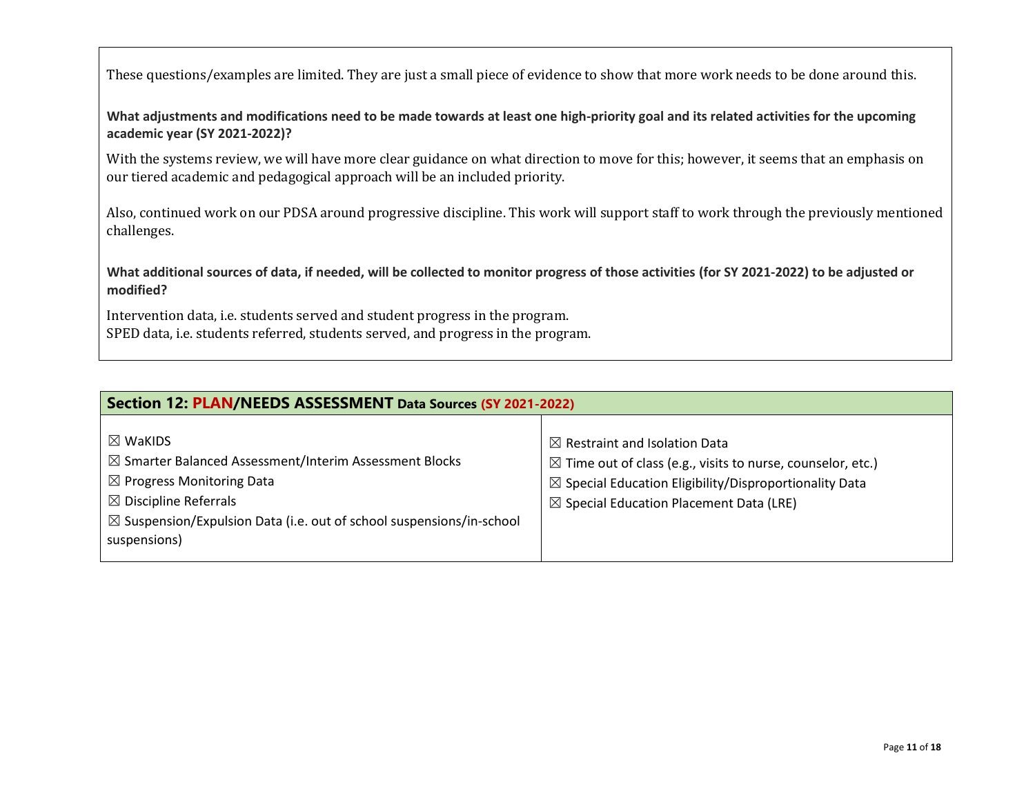These questions/examples are limited. They are just a small piece of evidence to show that more work needs to be done around this.

**What adjustments and modifications need to be made towards at least one high-priority goal and its related activities for the upcoming academic year (SY 2021-2022)?**

With the systems review, we will have more clear guidance on what direction to move for this; however, it seems that an emphasis on our tiered academic and pedagogical approach will be an included priority.

Also, continued work on our PDSA around progressive discipline. This work will support staff to work through the previously mentioned challenges.

**What additional sources of data, if needed, will be collected to monitor progress of those activities (for SY 2021-2022) to be adjusted or modified?**

Intervention data, i.e. students served and student progress in the program.
SPED data, i.e. students referred, students served, and progress in the program.

## Section 12: PLAN/NEEDS ASSESSMENT Data Sources (SY 2021-2022)

| | |
|---|---|
| ☒ WaKIDS<br>☒ Smarter Balanced Assessment/Interim Assessment Blocks<br>☒ Progress Monitoring Data<br>☒ Discipline Referrals<br>☒ Suspension/Expulsion Data (i.e. out of school suspensions/in-school suspensions) | ☒ Restraint and Isolation Data<br>☒ Time out of class (e.g., visits to nurse, counselor, etc.)<br>☒ Special Education Eligibility/Disproportionality Data<br>☒ Special Education Placement Data (LRE) |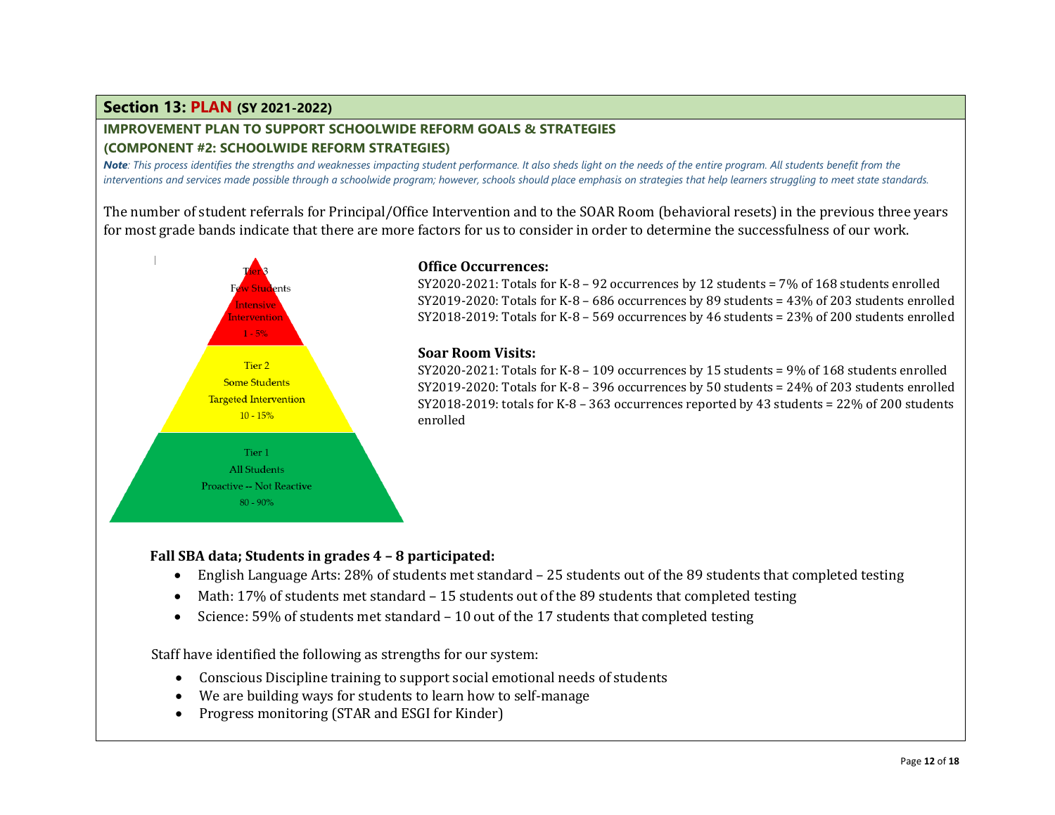## Section 13: PLAN (SY 2021-2022)

### IMPROVEMENT PLAN TO SUPPORT SCHOOLWIDE REFORM GOALS & STRATEGIES
### (COMPONENT #2: SCHOOLWIDE REFORM STRATEGIES)

***Note**: This process identifies the strengths and weaknesses impacting student performance. It also sheds light on the needs of the entire program. All students benefit from the interventions and services made possible through a schoolwide program; however, schools should place emphasis on strategies that help learners struggling to meet state standards.*

The number of student referrals for Principal/Office Intervention and to the SOAR Room (behavioral resets) in the previous three years for most grade bands indicate that there are more factors for us to consider in order to determine the successfulness of our work.

Tier 3
Few Students
Intensive Intervention
1 - 5%

Tier 2
Some Students
Targeted Intervention
10 - 15%

Tier 1
All Students
Proactive -- Not Reactive
80 - 90%

**Office Occurrences:**

SY2020-2021: Totals for K-8 – 92 occurrences by 12 students = 7% of 168 students enrolled
SY2019-2020: Totals for K-8 – 686 occurrences by 89 students = 43% of 203 students enrolled
SY2018-2019: Totals for K-8 – 569 occurrences by 46 students = 23% of 200 students enrolled

**Soar Room Visits:**

SY2020-2021: Totals for K-8 – 109 occurrences by 15 students = 9% of 168 students enrolled
SY2019-2020: Totals for K-8 – 396 occurrences by 50 students = 24% of 203 students enrolled
SY2018-2019: totals for K-8 – 363 occurrences reported by 43 students = 22% of 200 students enrolled

**Fall SBA data; Students in grades 4 – 8 participated:**

- English Language Arts: 28% of students met standard – 25 students out of the 89 students that completed testing
- Math: 17% of students met standard – 15 students out of the 89 students that completed testing
- Science: 59% of students met standard – 10 out of the 17 students that completed testing

Staff have identified the following as strengths for our system:

- Conscious Discipline training to support social emotional needs of students
- We are building ways for students to learn how to self-manage
- Progress monitoring (STAR and ESGI for Kinder)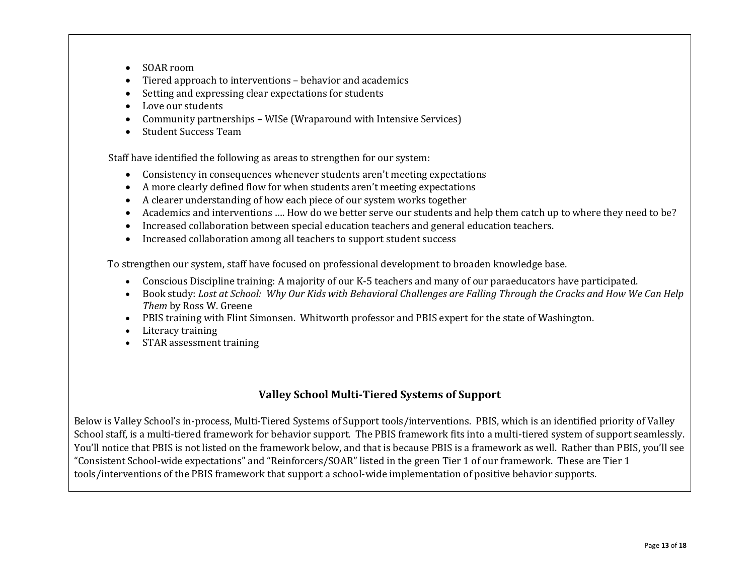- SOAR room
- Tiered approach to interventions – behavior and academics
- Setting and expressing clear expectations for students
- Love our students
- Community partnerships – WISe (Wraparound with Intensive Services)
- Student Success Team

Staff have identified the following as areas to strengthen for our system:

- Consistency in consequences whenever students aren't meeting expectations
- A more clearly defined flow for when students aren't meeting expectations
- A clearer understanding of how each piece of our system works together
- Academics and interventions …. How do we better serve our students and help them catch up to where they need to be?
- Increased collaboration between special education teachers and general education teachers.
- Increased collaboration among all teachers to support student success

To strengthen our system, staff have focused on professional development to broaden knowledge base.

- Conscious Discipline training: A majority of our K-5 teachers and many of our paraeducators have participated.
- Book study: *Lost at School: Why Our Kids with Behavioral Challenges are Falling Through the Cracks and How We Can Help Them* by Ross W. Greene
- PBIS training with Flint Simonsen. Whitworth professor and PBIS expert for the state of Washington.
- Literacy training
- STAR assessment training

## Valley School Multi-Tiered Systems of Support

Below is Valley School's in-process, Multi-Tiered Systems of Support tools/interventions. PBIS, which is an identified priority of Valley School staff, is a multi-tiered framework for behavior support. The PBIS framework fits into a multi-tiered system of support seamlessly. You'll notice that PBIS is not listed on the framework below, and that is because PBIS is a framework as well. Rather than PBIS, you'll see "Consistent School-wide expectations" and "Reinforcers/SOAR" listed in the green Tier 1 of our framework. These are Tier 1 tools/interventions of the PBIS framework that support a school-wide implementation of positive behavior supports.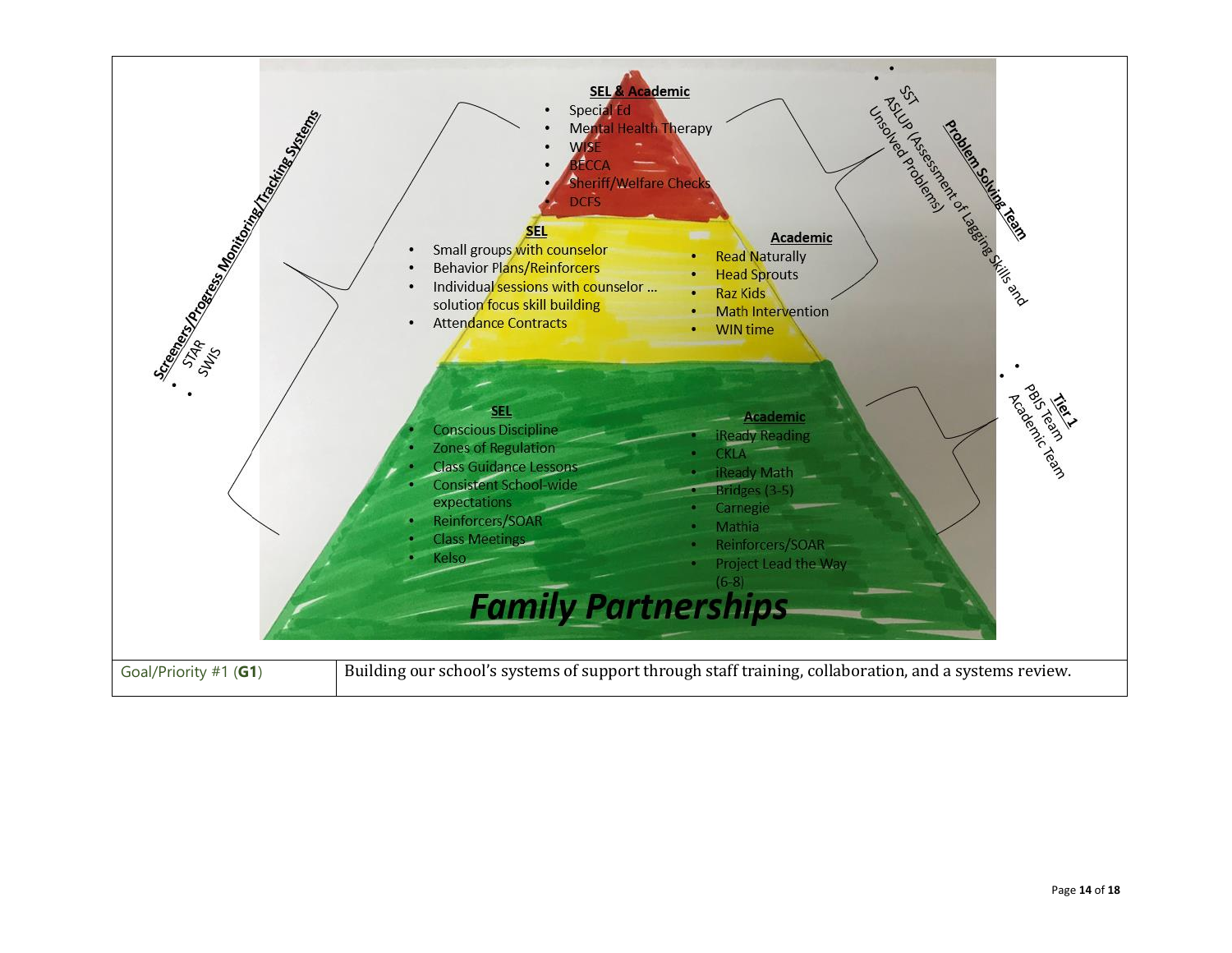**SEL & Academic**

- Special Ed
- Mental Health Therapy
- WISE
- BECCA
- Sheriff/Welfare Checks
- DCFS

**SEL**

- Small groups with counselor
- Behavior Plans/Reinforcers
- Individual sessions with counselor … solution focus skill building
- Attendance Contracts

**Academic**

- Read Naturally
- Head Sprouts
- Raz Kids
- Math Intervention
- WIN time

**SEL**

- Conscious Discipline
- Zones of Regulation
- Class Guidance Lessons
- Consistent School-wide expectations
- Reinforcers/SOAR
- Class Meetings
- Kelso

**Academic**

- iReady Reading
- CKLA
- iReady Math
- Bridges (3-5)
- Carnegie
- Mathia
- Reinforcers/SOAR
- Project Lead the Way (6-8)

***Family Partnerships***

**Screeners/Progress Monitoring/Tracking Systems**

- STAR
- SWIS

**Problem Solving Team**

- SST
- ASLUP (Assessment of Lagging Skills and Unsolved Problems)

**Tier 1**

- PBIS Team
- Academic Team

| Goal/Priority #1 (**G1**) | Building our school's systems of support through staff training, collaboration, and a systems review. |
|---|---|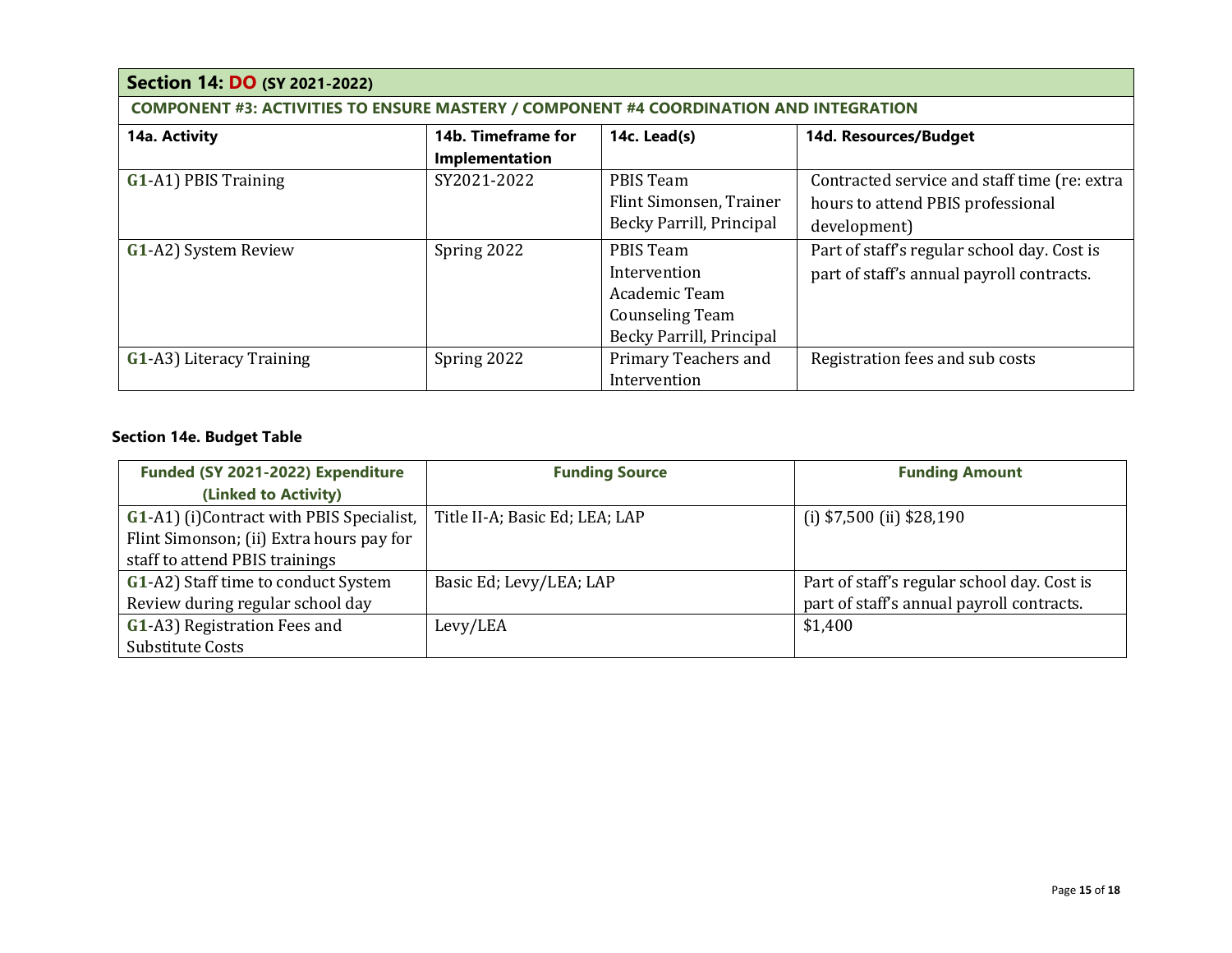## Section 14: DO (SY 2021-2022)

**COMPONENT #3: ACTIVITIES TO ENSURE MASTERY / COMPONENT #4 COORDINATION AND INTEGRATION**

| 14a. Activity | 14b. Timeframe for Implementation | 14c. Lead(s) | 14d. Resources/Budget |
|---|---|---|---|
| G1-A1) PBIS Training | SY2021-2022 | PBIS Team<br>Flint Simonsen, Trainer<br>Becky Parrill, Principal | Contracted service and staff time (re: extra hours to attend PBIS professional development) |
| G1-A2) System Review | Spring 2022 | PBIS Team<br>Intervention<br>Academic Team<br>Counseling Team<br>Becky Parrill, Principal | Part of staff's regular school day. Cost is part of staff's annual payroll contracts. |
| G1-A3) Literacy Training | Spring 2022 | Primary Teachers and Intervention | Registration fees and sub costs |

### Section 14e. Budget Table

| Funded (SY 2021-2022) Expenditure (Linked to Activity) | Funding Source | Funding Amount |
|---|---|---|
| G1-A1) (i)Contract with PBIS Specialist, Flint Simonson; (ii) Extra hours pay for staff to attend PBIS trainings | Title II-A; Basic Ed; LEA; LAP | (i) $7,500 (ii) $28,190 |
| G1-A2) Staff time to conduct System Review during regular school day | Basic Ed; Levy/LEA; LAP | Part of staff's regular school day. Cost is part of staff's annual payroll contracts. |
| G1-A3) Registration Fees and Substitute Costs | Levy/LEA | $1,400 |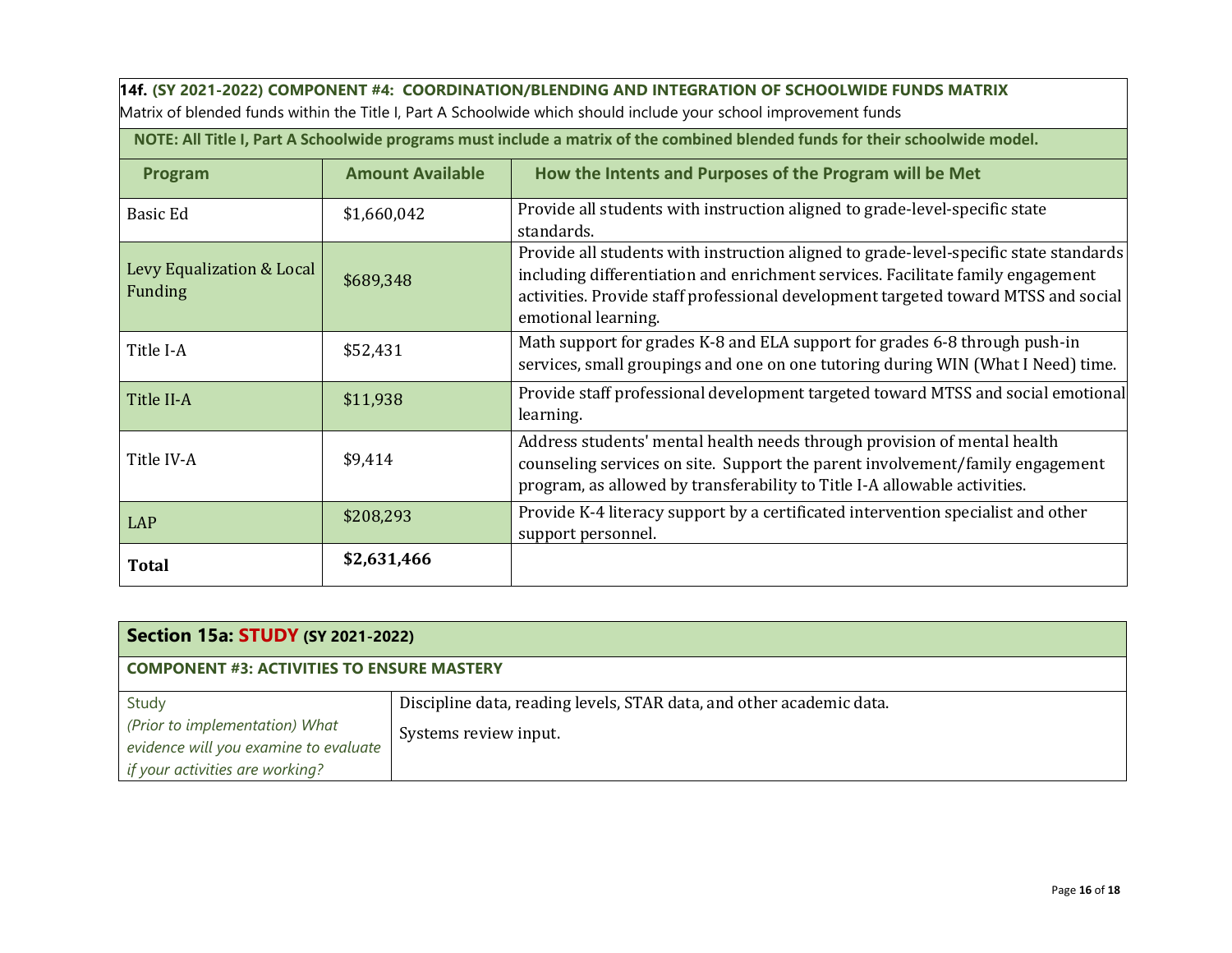**14f. (SY 2021-2022) COMPONENT #4: COORDINATION/BLENDING AND INTEGRATION OF SCHOOLWIDE FUNDS MATRIX**

Matrix of blended funds within the Title I, Part A Schoolwide which should include your school improvement funds

**NOTE: All Title I, Part A Schoolwide programs must include a matrix of the combined blended funds for their schoolwide model.**

| Program | Amount Available | How the Intents and Purposes of the Program will be Met |
|---|---|---|
| Basic Ed | $1,660,042 | Provide all students with instruction aligned to grade-level-specific state standards. |
| Levy Equalization & Local Funding | $689,348 | Provide all students with instruction aligned to grade-level-specific state standards including differentiation and enrichment services. Facilitate family engagement activities. Provide staff professional development targeted toward MTSS and social emotional learning. |
| Title I-A | $52,431 | Math support for grades K-8 and ELA support for grades 6-8 through push-in services, small groupings and one on one tutoring during WIN (What I Need) time. |
| Title II-A | $11,938 | Provide staff professional development targeted toward MTSS and social emotional learning. |
| Title IV-A | $9,414 | Address students' mental health needs through provision of mental health counseling services on site. Support the parent involvement/family engagement program, as allowed by transferability to Title I-A allowable activities. |
| LAP | $208,293 | Provide K-4 literacy support by a certificated intervention specialist and other support personnel. |
| **Total** | **$2,631,466** | |

## Section 15a: STUDY (SY 2021-2022)

**COMPONENT #3: ACTIVITIES TO ENSURE MASTERY**

| | |
|---|---|
| Study *(Prior to implementation) What evidence will you examine to evaluate if your activities are working?* | Discipline data, reading levels, STAR data, and other academic data. Systems review input. |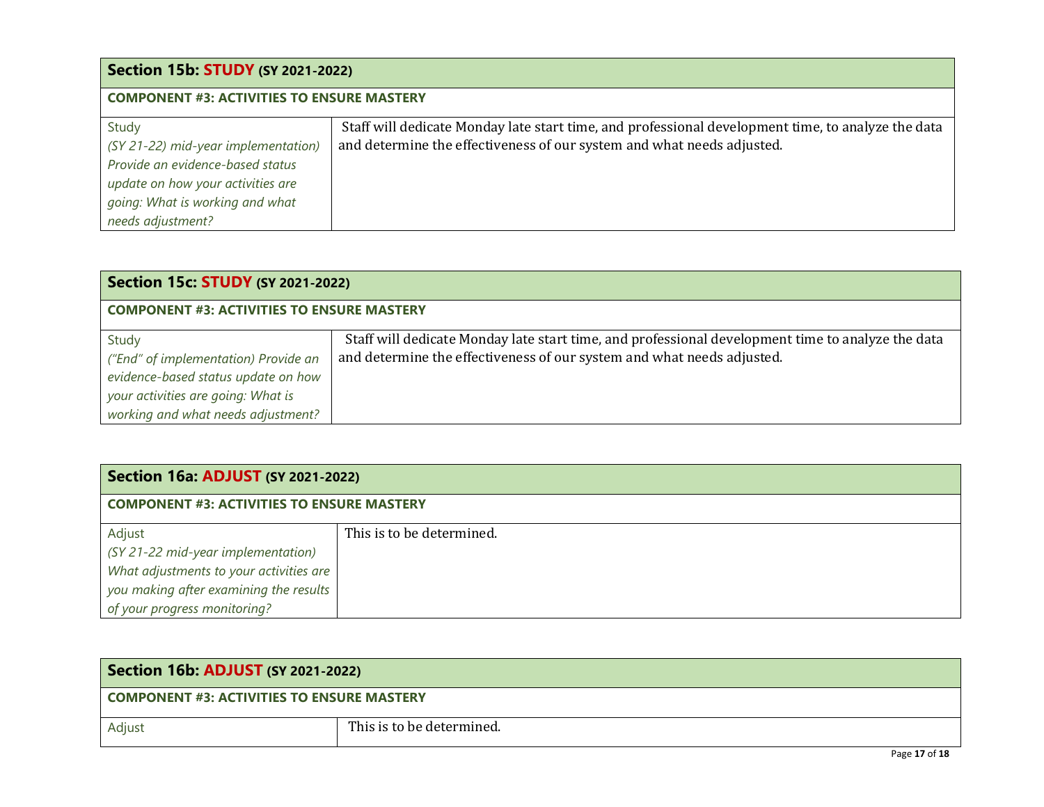## Section 15b: STUDY (SY 2021-2022)

| COMPONENT #3: ACTIVITIES TO ENSURE MASTERY | |
|---|---|
| Study *(SY 21-22) mid-year implementation) Provide an evidence-based status update on how your activities are going: What is working and what needs adjustment?* | Staff will dedicate Monday late start time, and professional development time, to analyze the data and determine the effectiveness of our system and what needs adjusted. |

## Section 15c: STUDY (SY 2021-2022)

| COMPONENT #3: ACTIVITIES TO ENSURE MASTERY | |
|---|---|
| Study *("End" of implementation) Provide an evidence-based status update on how your activities are going: What is working and what needs adjustment?* | Staff will dedicate Monday late start time, and professional development time to analyze the data and determine the effectiveness of our system and what needs adjusted. |

## Section 16a: ADJUST (SY 2021-2022)

| COMPONENT #3: ACTIVITIES TO ENSURE MASTERY | |
|---|---|
| Adjust *(SY 21-22 mid-year implementation) What adjustments to your activities are you making after examining the results of your progress monitoring?* | This is to be determined. |

## Section 16b: ADJUST (SY 2021-2022)

| COMPONENT #3: ACTIVITIES TO ENSURE MASTERY | |
|---|---|
| Adjust | This is to be determined. |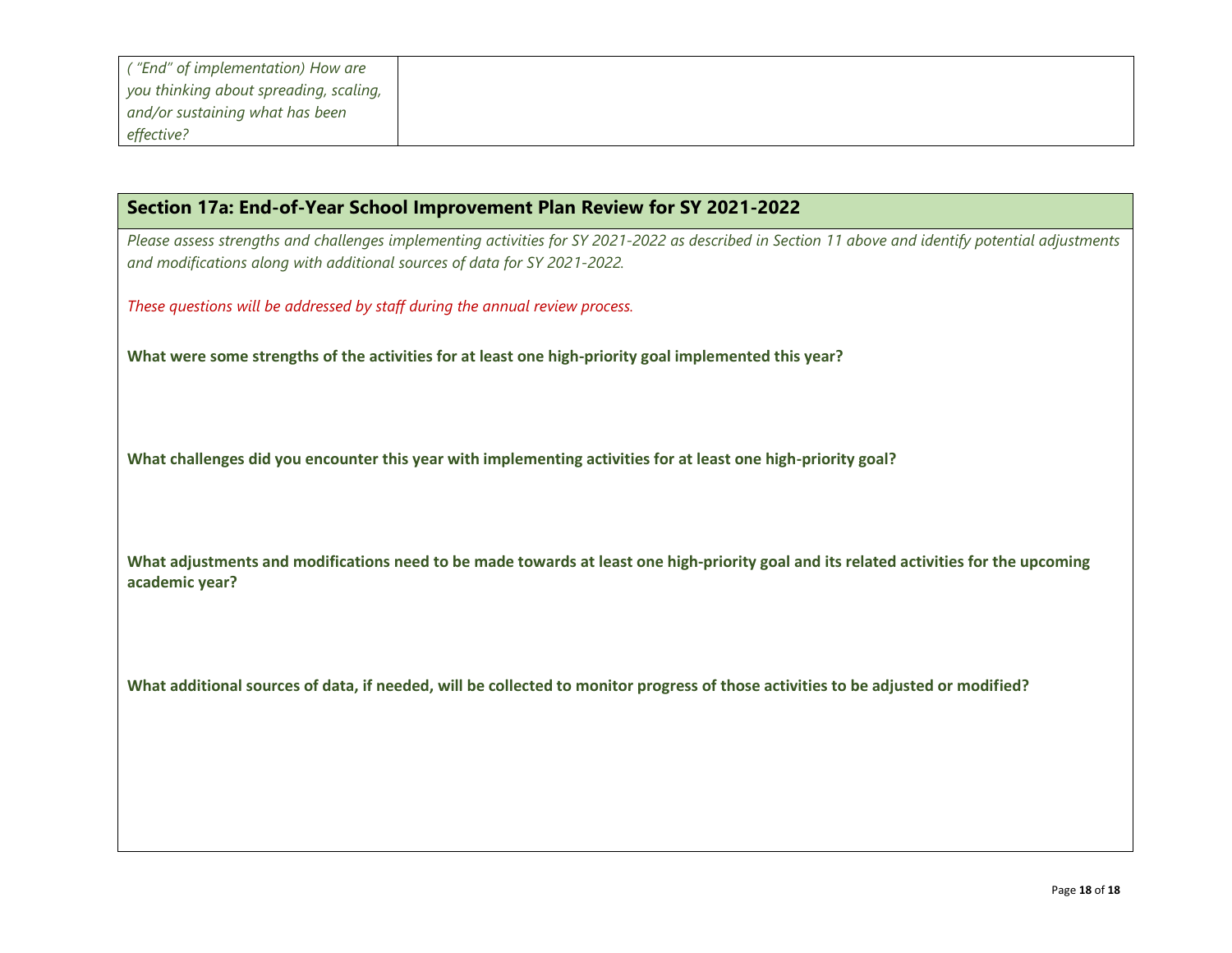| | |
|---|---|
| *( "End" of implementation) How are you thinking about spreading, scaling, and/or sustaining what has been effective?* | |

## Section 17a: End-of-Year School Improvement Plan Review for SY 2021-2022

*Please assess strengths and challenges implementing activities for SY 2021-2022 as described in Section 11 above and identify potential adjustments and modifications along with additional sources of data for SY 2021-2022.*

*These questions will be addressed by staff during the annual review process.*

**What were some strengths of the activities for at least one high-priority goal implemented this year?**

**What challenges did you encounter this year with implementing activities for at least one high-priority goal?**

**What adjustments and modifications need to be made towards at least one high-priority goal and its related activities for the upcoming academic year?**

**What additional sources of data, if needed, will be collected to monitor progress of those activities to be adjusted or modified?**